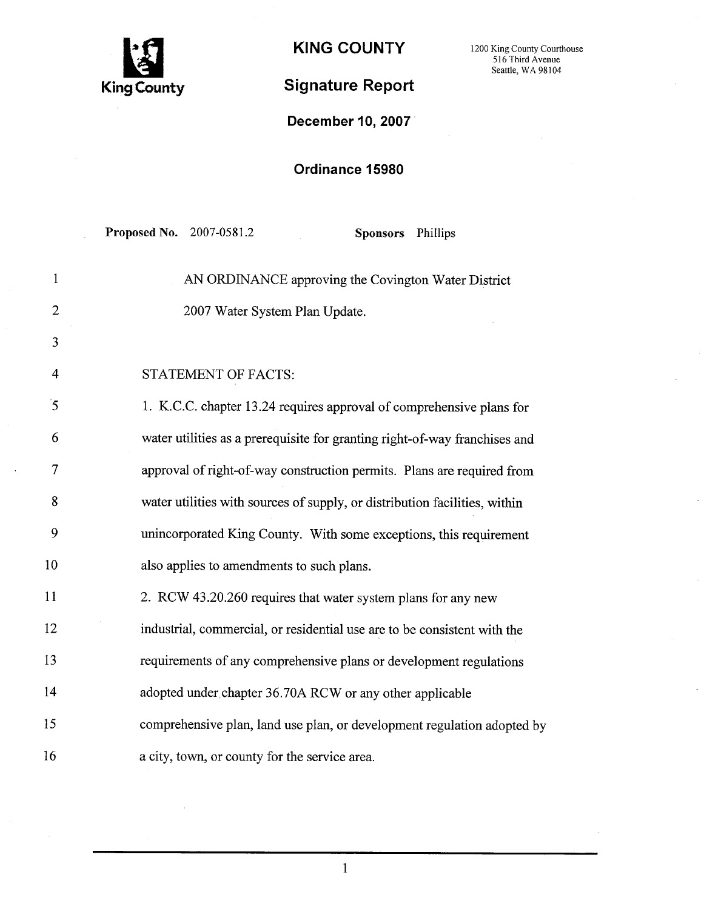King County

# KING COUNTY

1200 King County Courthouse
516 Third Avenue
Seattle, WA 98104

## Signature Report

**December 10, 2007**

**Ordinance 15980**

**Proposed No.** 2007-0581.2 **Sponsors** Phillips

AN ORDINANCE approving the Covington Water District 2007 Water System Plan Update.

STATEMENT OF FACTS:

1. K.C.C. chapter 13.24 requires approval of comprehensive plans for water utilities as a prerequisite for granting right-of-way franchises and approval of right-of-way construction permits. Plans are required from water utilities with sources of supply, or distribution facilities, within unincorporated King County. With some exceptions, this requirement also applies to amendments to such plans.

2. RCW 43.20.260 requires that water system plans for any new industrial, commercial, or residential use are to be consistent with the requirements of any comprehensive plans or development regulations adopted under chapter 36.70A RCW or any other applicable comprehensive plan, land use plan, or development regulation adopted by a city, town, or county for the service area.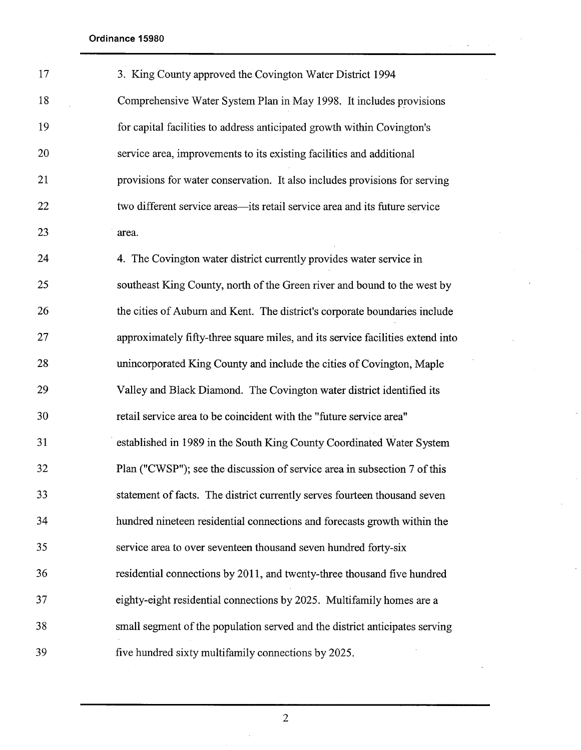3. King County approved the Covington Water District 1994 Comprehensive Water System Plan in May 1998. It includes provisions for capital facilities to address anticipated growth within Covington's service area, improvements to its existing facilities and additional provisions for water conservation. It also includes provisions for serving two different service areas—its retail service area and its future service area.

4. The Covington water district currently provides water service in southeast King County, north of the Green river and bound to the west by the cities of Auburn and Kent. The district's corporate boundaries include approximately fifty-three square miles, and its service facilities extend into unincorporated King County and include the cities of Covington, Maple Valley and Black Diamond. The Covington water district identified its retail service area to be coincident with the "future service area" established in 1989 in the South King County Coordinated Water System Plan ("CWSP"); see the discussion of service area in subsection 7 of this statement of facts. The district currently serves fourteen thousand seven hundred nineteen residential connections and forecasts growth within the service area to over seventeen thousand seven hundred forty-six residential connections by 2011, and twenty-three thousand five hundred eighty-eight residential connections by 2025. Multifamily homes are a small segment of the population served and the district anticipates serving five hundred sixty multifamily connections by 2025.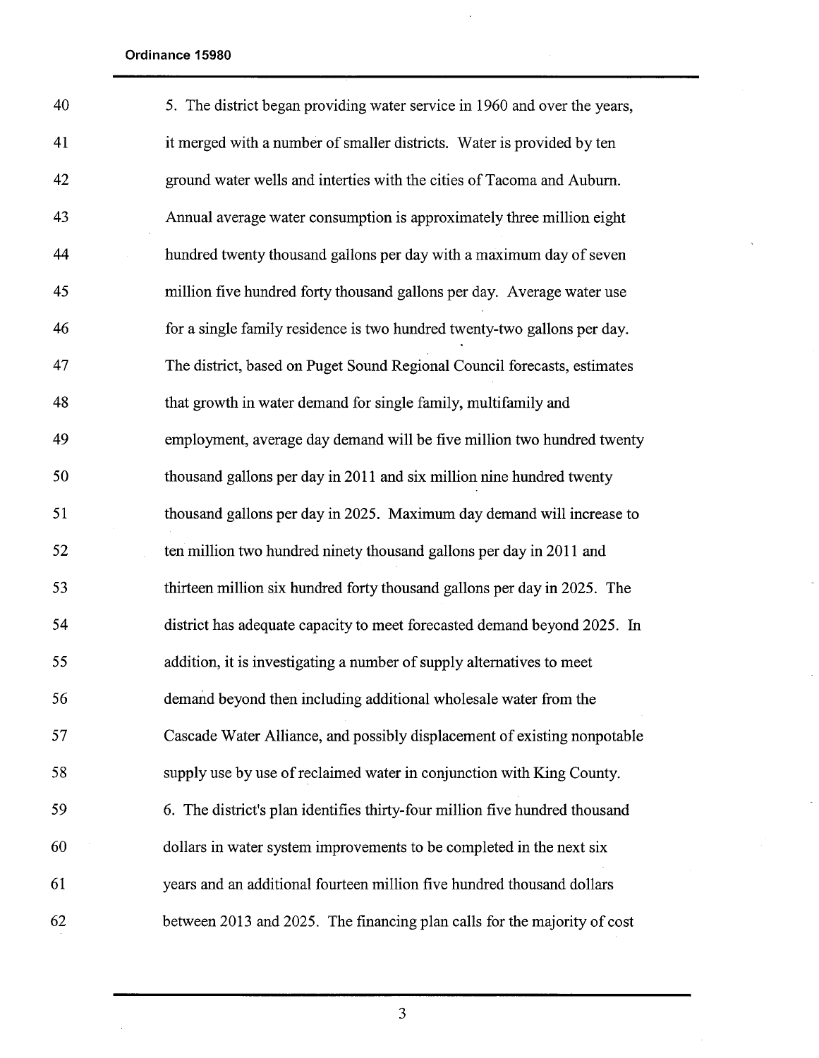5. The district began providing water service in 1960 and over the years, it merged with a number of smaller districts. Water is provided by ten ground water wells and interties with the cities of Tacoma and Auburn. Annual average water consumption is approximately three million eight hundred twenty thousand gallons per day with a maximum day of seven million five hundred forty thousand gallons per day. Average water use for a single family residence is two hundred twenty-two gallons per day. The district, based on Puget Sound Regional Council forecasts, estimates that growth in water demand for single family, multifamily and employment, average day demand will be five million two hundred twenty thousand gallons per day in 2011 and six million nine hundred twenty thousand gallons per day in 2025. Maximum day demand will increase to ten million two hundred ninety thousand gallons per day in 2011 and thirteen million six hundred forty thousand gallons per day in 2025. The district has adequate capacity to meet forecasted demand beyond 2025. In addition, it is investigating a number of supply alternatives to meet demand beyond then including additional wholesale water from the Cascade Water Alliance, and possibly displacement of existing nonpotable supply use by use of reclaimed water in conjunction with King County.

6. The district's plan identifies thirty-four million five hundred thousand dollars in water system improvements to be completed in the next six years and an additional fourteen million five hundred thousand dollars between 2013 and 2025. The financing plan calls for the majority of cost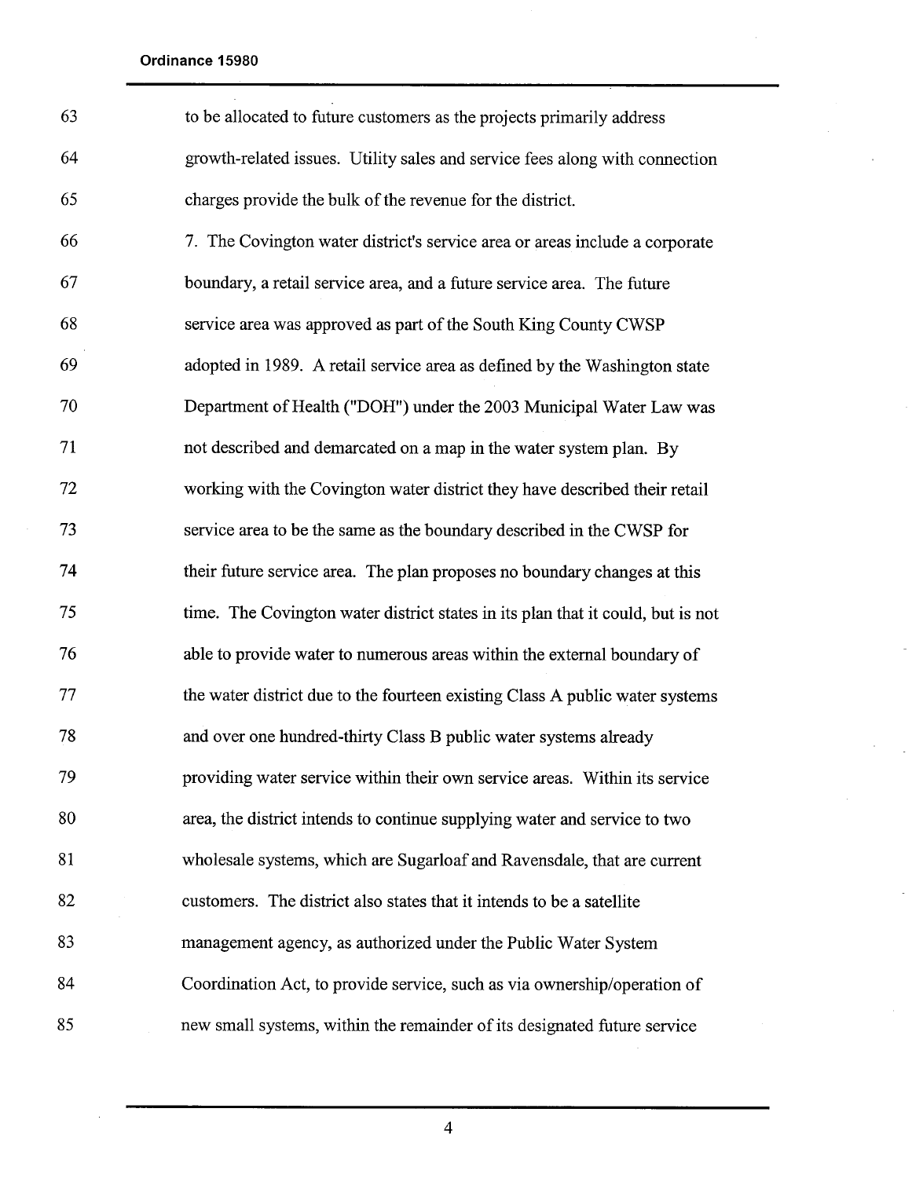to be allocated to future customers as the projects primarily address growth-related issues. Utility sales and service fees along with connection charges provide the bulk of the revenue for the district.

7. The Covington water district's service area or areas include a corporate boundary, a retail service area, and a future service area. The future service area was approved as part of the South King County CWSP adopted in 1989. A retail service area as defined by the Washington state Department of Health ("DOH") under the 2003 Municipal Water Law was not described and demarcated on a map in the water system plan. By working with the Covington water district they have described their retail service area to be the same as the boundary described in the CWSP for their future service area. The plan proposes no boundary changes at this time. The Covington water district states in its plan that it could, but is not able to provide water to numerous areas within the external boundary of the water district due to the fourteen existing Class A public water systems and over one hundred-thirty Class B public water systems already providing water service within their own service areas. Within its service area, the district intends to continue supplying water and service to two wholesale systems, which are Sugarloaf and Ravensdale, that are current customers. The district also states that it intends to be a satellite management agency, as authorized under the Public Water System Coordination Act, to provide service, such as via ownership/operation of new small systems, within the remainder of its designated future service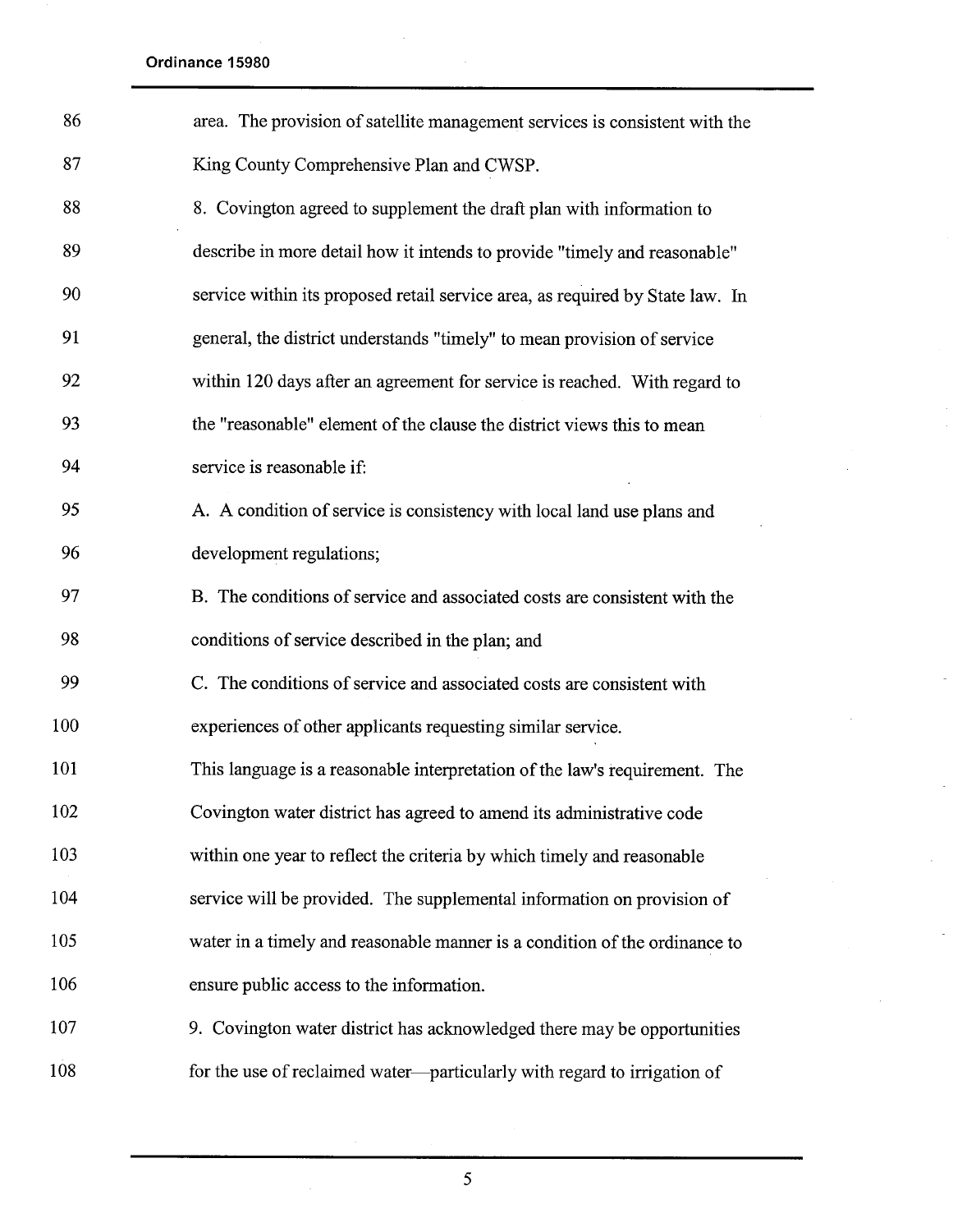area. The provision of satellite management services is consistent with the King County Comprehensive Plan and CWSP.

8. Covington agreed to supplement the draft plan with information to describe in more detail how it intends to provide "timely and reasonable" service within its proposed retail service area, as required by State law. In general, the district understands "timely" to mean provision of service within 120 days after an agreement for service is reached. With regard to the "reasonable" element of the clause the district views this to mean service is reasonable if:

A. A condition of service is consistency with local land use plans and development regulations;

B. The conditions of service and associated costs are consistent with the conditions of service described in the plan; and

C. The conditions of service and associated costs are consistent with experiences of other applicants requesting similar service.

This language is a reasonable interpretation of the law's requirement. The Covington water district has agreed to amend its administrative code within one year to reflect the criteria by which timely and reasonable service will be provided. The supplemental information on provision of water in a timely and reasonable manner is a condition of the ordinance to ensure public access to the information.

9. Covington water district has acknowledged there may be opportunities for the use of reclaimed water—particularly with regard to irrigation of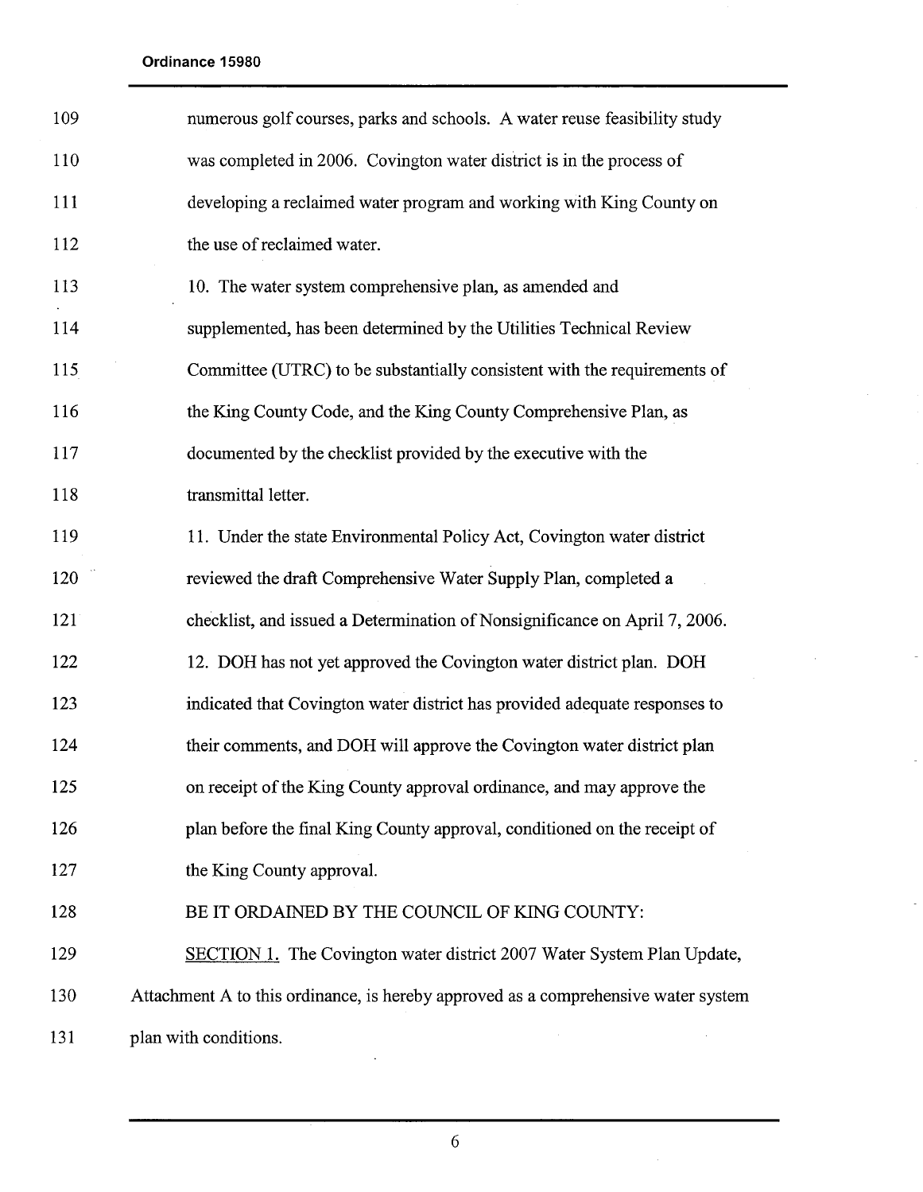numerous golf courses, parks and schools. A water reuse feasibility study was completed in 2006. Covington water district is in the process of developing a reclaimed water program and working with King County on the use of reclaimed water.

10. The water system comprehensive plan, as amended and supplemented, has been determined by the Utilities Technical Review Committee (UTRC) to be substantially consistent with the requirements of the King County Code, and the King County Comprehensive Plan, as documented by the checklist provided by the executive with the transmittal letter.

11. Under the state Environmental Policy Act, Covington water district reviewed the draft Comprehensive Water Supply Plan, completed a checklist, and issued a Determination of Nonsignificance on April 7, 2006.

12. DOH has not yet approved the Covington water district plan. DOH indicated that Covington water district has provided adequate responses to their comments, and DOH will approve the Covington water district plan on receipt of the King County approval ordinance, and may approve the plan before the final King County approval, conditioned on the receipt of the King County approval.

BE IT ORDAINED BY THE COUNCIL OF KING COUNTY:

SECTION 1. The Covington water district 2007 Water System Plan Update, Attachment A to this ordinance, is hereby approved as a comprehensive water system plan with conditions.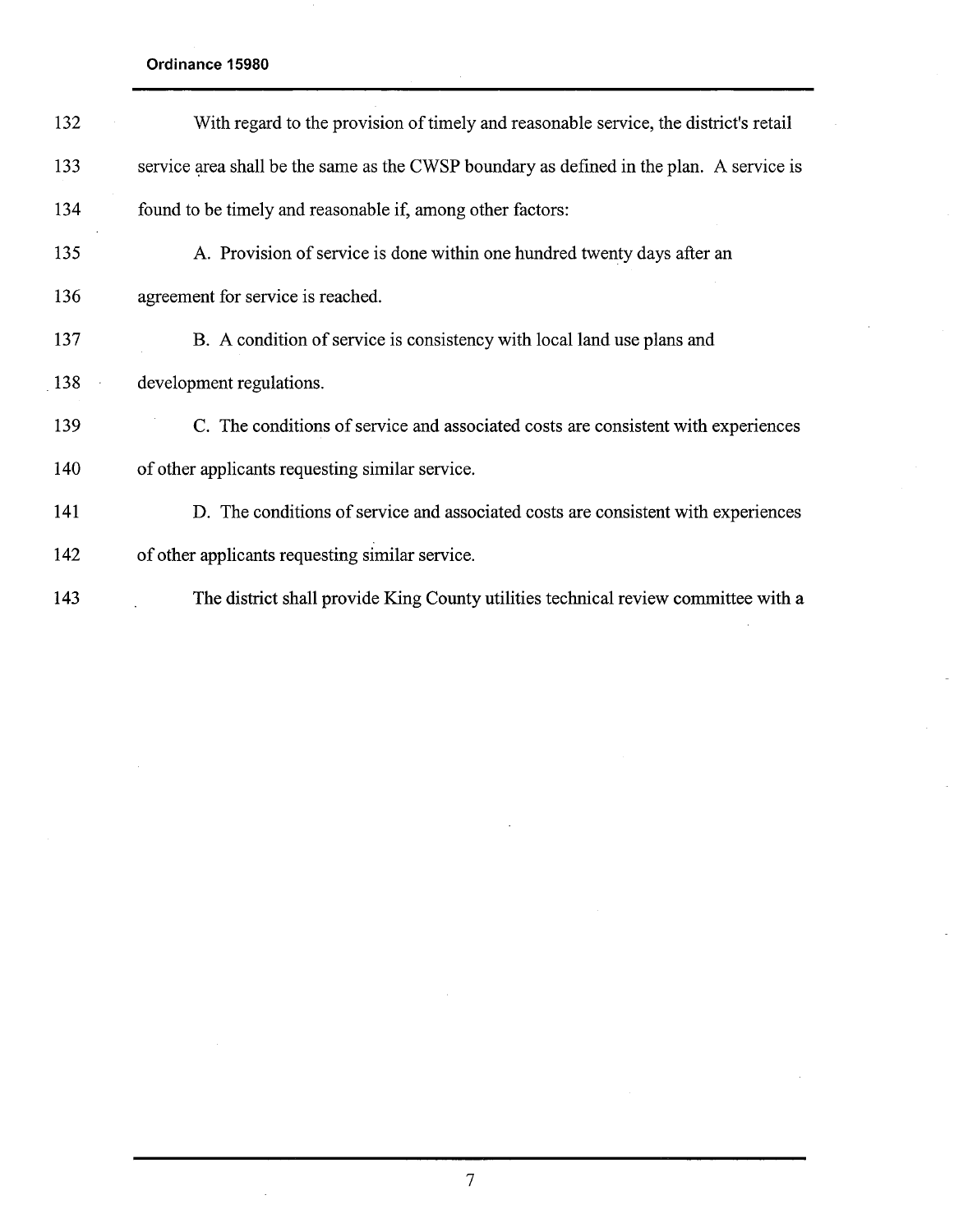With regard to the provision of timely and reasonable service, the district's retail service area shall be the same as the CWSP boundary as defined in the plan. A service is found to be timely and reasonable if, among other factors:

A. Provision of service is done within one hundred twenty days after an agreement for service is reached.

B. A condition of service is consistency with local land use plans and development regulations.

C. The conditions of service and associated costs are consistent with experiences of other applicants requesting similar service.

D. The conditions of service and associated costs are consistent with experiences of other applicants requesting similar service.

The district shall provide King County utilities technical review committee with a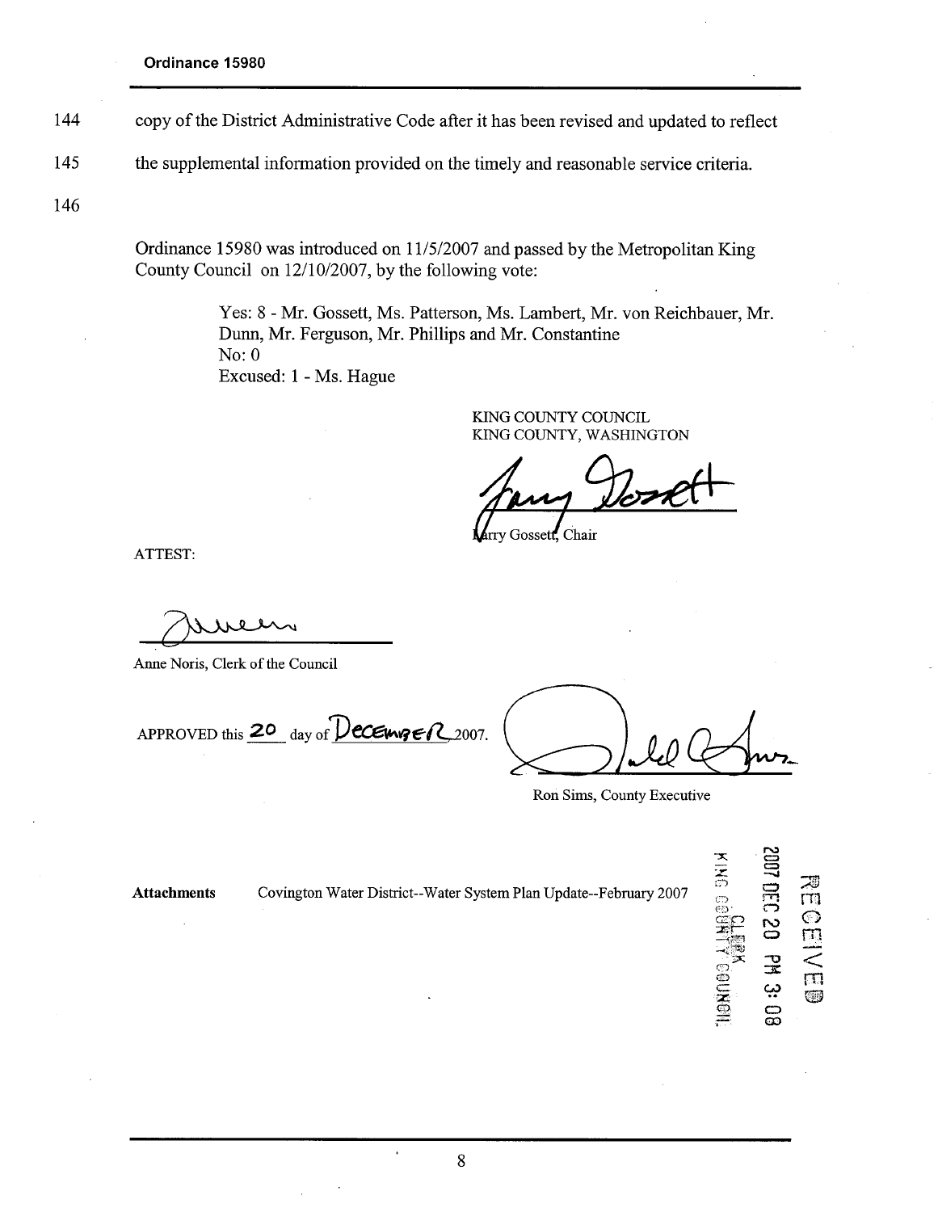144 copy of the District Administrative Code after it has been revised and updated to reflect

145 the supplemental information provided on the timely and reasonable service criteria.

146

Ordinance 15980 was introduced on 11/5/2007 and passed by the Metropolitan King County Council on 12/10/2007, by the following vote:

Yes: 8 - Mr. Gossett, Ms. Patterson, Ms. Lambert, Mr. von Reichbauer, Mr. Dunn, Mr. Ferguson, Mr. Phillips and Mr. Constantine
No: 0
Excused: 1 - Ms. Hague

KING COUNTY COUNCIL
KING COUNTY, WASHINGTON

Larry Gossett, Chair

ATTEST:

Anne Noris, Clerk of the Council

APPROVED this 20 day of December 2007.

Ron Sims, County Executive

RECEIVED
2007 DEC 20 PM 3:08
CLERK
KING COUNTY COUNCIL

**Attachments** Covington Water District--Water System Plan Update--February 2007